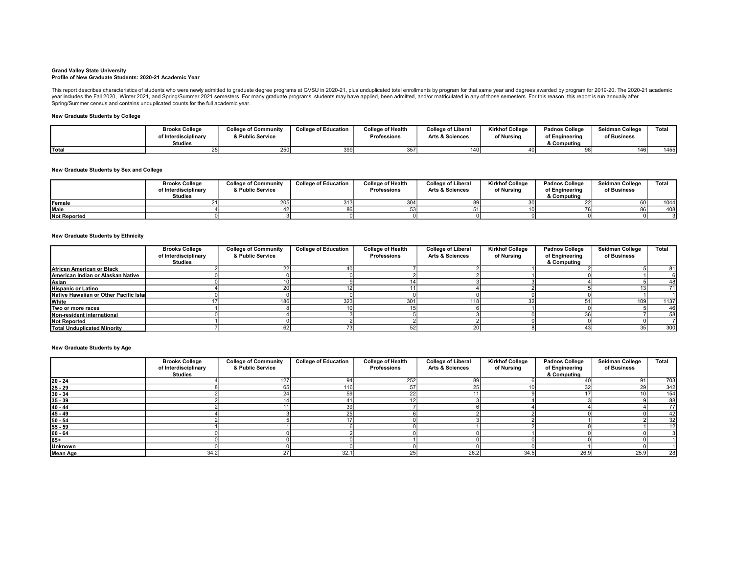**Grand Valley State University**
**Profile of New Graduate Students: 2020-21 Academic Year**

This report describes characteristics of students who were newly admitted to graduate degree programs at GVSU in 2020-21, plus unduplicated total enrollments by program for that same year and degrees awarded by program for 2019-20. The 2020-21 academic year includes the Fall 2020, Winter 2021, and Spring/Summer 2021 semesters. For many graduate programs, students may have applied, been admitted, and/or matriculated in any of those semesters. For this reason, this report is run annually after Spring/Summer census and contains unduplicated counts for the full academic year.

**New Graduate Students by College**

| | Brooks College of Interdisciplinary Studies | College of Community & Public Service | College of Education | College of Health Professions | College of Liberal Arts & Sciences | Kirkhof College of Nursing | Padnos College of Engineering & Computing | Seidman College of Business | Total |
|---|---|---|---|---|---|---|---|---|---|
| Total | 25 | 250 | 399 | 357 | 140 | 40 | 98 | 146 | 1455 |

**New Graduate Students by Sex and College**

| | Brooks College of Interdisciplinary Studies | College of Community & Public Service | College of Education | College of Health Professions | College of Liberal Arts & Sciences | Kirkhof College of Nursing | Padnos College of Engineering & Computing | Seidman College of Business | Total |
|---|---|---|---|---|---|---|---|---|---|
| Female | 21 | 205 | 313 | 304 | 89 | 30 | 22 | 60 | 1044 |
| Male | 4 | 42 | 86 | 53 | 51 | 10 | 76 | 86 | 408 |
| Not Reported | 0 | 3 | 0 | 0 | 0 | 0 | 0 | 0 | 3 |

**New Graduate Students by Ethnicity**

| | Brooks College of Interdisciplinary Studies | College of Community & Public Service | College of Education | College of Health Professions | College of Liberal Arts & Sciences | Kirkhof College of Nursing | Padnos College of Engineering & Computing | Seidman College of Business | Total |
|---|---|---|---|---|---|---|---|---|---|
| African American or Black | 2 | 22 | 40 | 7 | 2 | 1 | 2 | 5 | 81 |
| American Indian or Alaskan Native | 0 | 0 | 0 | 2 | 2 | 1 | 0 | 1 | 6 |
| Asian | 0 | 10 | 9 | 14 | 3 | 3 | 4 | 5 | 48 |
| Hispanic or Latino | 4 | 20 | 12 | 11 | 4 | 2 | 5 | 13 | 71 |
| Native Hawaiian or Other Pacific Islar | 0 | 0 | 0 | 0 | 0 | 0 | 0 | 1 | 1 |
| White | 17 | 186 | 323 | 301 | 118 | 32 | 51 | 109 | 1137 |
| Two or more races | 1 | 8 | 10 | 15 | 6 | 1 | 0 | 5 | 46 |
| Non-resident international | 0 | 4 | 3 | 5 | 3 | 0 | 36 | 7 | 58 |
| Not Reported | 1 | 0 | 2 | 2 | 2 | 0 | 0 | 0 | 7 |
| Total Unduplicated Minority | 7 | 62 | 73 | 52 | 20 | 8 | 43 | 35 | 300 |

**New Graduate Students by Age**

| | Brooks College of Interdisciplinary Studies | College of Community & Public Service | College of Education | College of Health Professions | College of Liberal Arts & Sciences | Kirkhof College of Nursing | Padnos College of Engineering & Computing | Seidman College of Business | Total |
|---|---|---|---|---|---|---|---|---|---|
| 20 - 24 | 4 | 127 | 94 | 252 | 89 | 6 | 40 | 91 | 703 |
| 25 - 29 | 8 | 65 | 116 | 57 | 25 | 10 | 32 | 29 | 342 |
| 30 - 34 | 2 | 24 | 59 | 22 | 11 | 9 | 17 | 10 | 154 |
| 35 - 39 | 2 | 14 | 41 | 12 | 3 | 4 | 3 | 9 | 88 |
| 40 - 44 | 2 | 11 | 39 | 7 | 6 | 4 | 4 | 4 | 77 |
| 45 - 49 | 4 | 3 | 25 | 6 | 2 | 2 | 0 | 0 | 42 |
| 50 - 54 | 2 | 5 | 17 | 0 | 3 | 2 | 1 | 2 | 32 |
| 55 - 59 | 1 | 1 | 6 | 0 | 1 | 2 | 0 | 1 | 12 |
| 60 - 64 | 0 | 0 | 2 | 0 | 0 | 1 | 0 | 0 | 3 |
| 65+ | 0 | 0 | 0 | 1 | 0 | 0 | 0 | 0 | 1 |
| Unknown | 0 | 0 | 0 | 0 | 0 | 0 | 1 | 0 | 1 |
| Mean Age | 34.2 | 27 | 32.1 | 25 | 26.2 | 34.5 | 26.9 | 25.9 | 28 |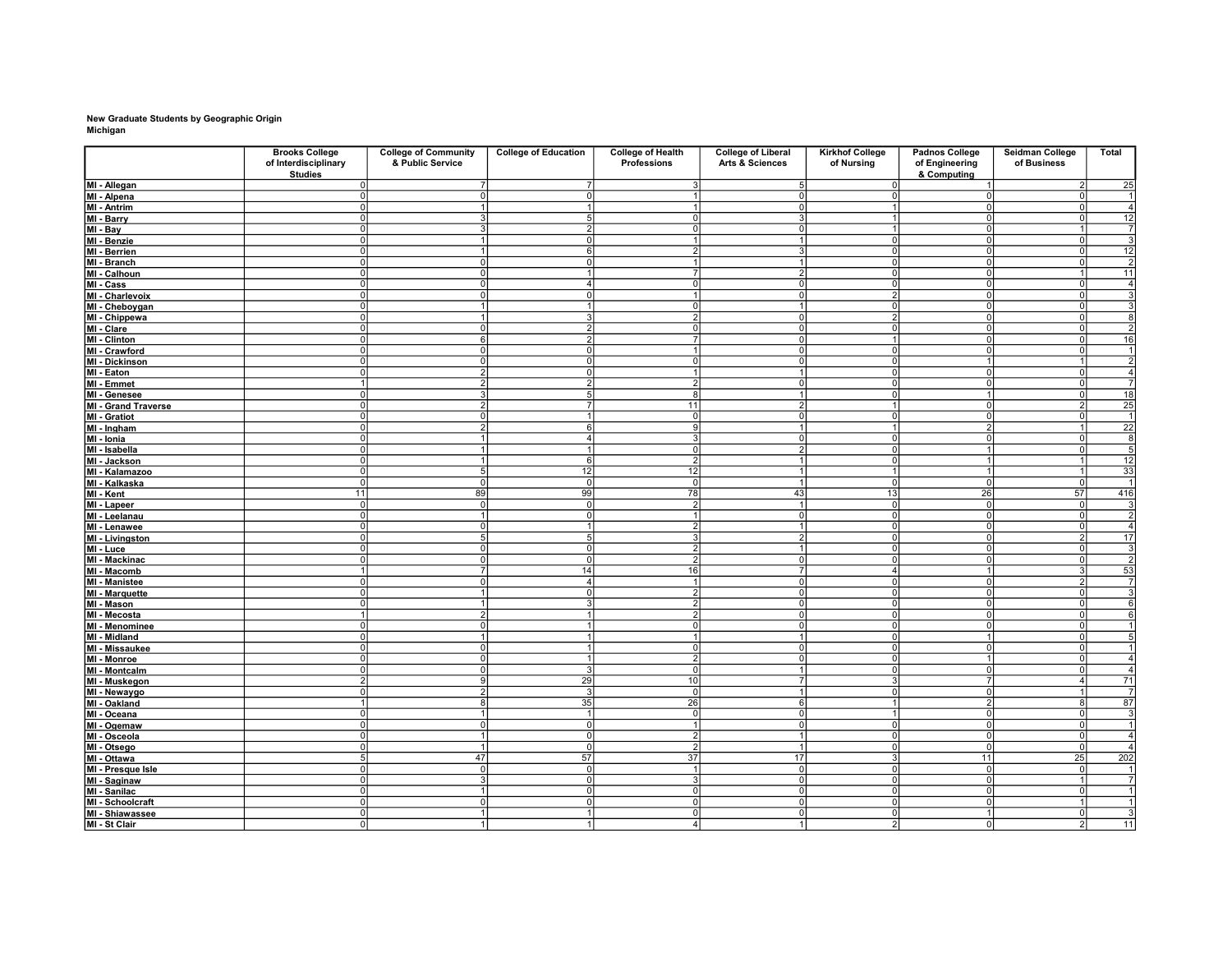**New Graduate Students by Geographic Origin**
**Michigan**

| | Brooks College of Interdisciplinary Studies | College of Community & Public Service | College of Education | College of Health Professions | College of Liberal Arts & Sciences | Kirkhof College of Nursing | Padnos College of Engineering & Computing | Seidman College of Business | Total |
|---|---|---|---|---|---|---|---|---|---|
| MI - Allegan | 0 | 7 | 7 | 3 | 5 | 0 | 1 | 2 | 25 |
| MI - Alpena | 0 | 0 | 0 | 1 | 0 | 0 | 0 | 0 | 1 |
| MI - Antrim | 0 | 1 | 1 | 1 | 0 | 1 | 0 | 0 | 4 |
| MI - Barry | 0 | 3 | 5 | 0 | 3 | 1 | 0 | 0 | 12 |
| MI - Bay | 0 | 3 | 2 | 0 | 0 | 1 | 0 | 1 | 7 |
| MI - Benzie | 0 | 1 | 0 | 1 | 1 | 0 | 0 | 0 | 3 |
| MI - Berrien | 0 | 1 | 6 | 2 | 3 | 0 | 0 | 0 | 12 |
| MI - Branch | 0 | 0 | 0 | 1 | 1 | 0 | 0 | 0 | 2 |
| MI - Calhoun | 0 | 0 | 1 | 7 | 2 | 0 | 0 | 1 | 11 |
| MI - Cass | 0 | 0 | 4 | 0 | 0 | 0 | 0 | 0 | 4 |
| MI - Charlevoix | 0 | 0 | 0 | 1 | 0 | 2 | 0 | 0 | 3 |
| MI - Cheboygan | 0 | 1 | 1 | 0 | 1 | 0 | 0 | 0 | 3 |
| MI - Chippewa | 0 | 1 | 3 | 2 | 0 | 2 | 0 | 0 | 8 |
| MI - Clare | 0 | 0 | 2 | 0 | 0 | 0 | 0 | 0 | 2 |
| MI - Clinton | 0 | 6 | 2 | 7 | 0 | 1 | 0 | 0 | 16 |
| MI - Crawford | 0 | 0 | 0 | 1 | 0 | 0 | 0 | 0 | 1 |
| MI - Dickinson | 0 | 0 | 0 | 0 | 0 | 0 | 1 | 1 | 2 |
| MI - Eaton | 0 | 2 | 0 | 1 | 1 | 0 | 0 | 0 | 4 |
| MI - Emmet | 1 | 2 | 2 | 2 | 0 | 0 | 0 | 0 | 7 |
| MI - Genesee | 0 | 3 | 5 | 8 | 1 | 0 | 1 | 0 | 18 |
| MI - Grand Traverse | 0 | 2 | 7 | 11 | 2 | 1 | 0 | 2 | 25 |
| MI - Gratiot | 0 | 0 | 1 | 0 | 0 | 0 | 0 | 0 | 1 |
| MI - Ingham | 0 | 2 | 6 | 9 | 1 | 1 | 2 | 1 | 22 |
| MI - Ionia | 0 | 1 | 4 | 3 | 0 | 0 | 0 | 0 | 8 |
| MI - Isabella | 0 | 1 | 1 | 0 | 2 | 0 | 1 | 0 | 5 |
| MI - Jackson | 0 | 1 | 6 | 2 | 1 | 0 | 1 | 1 | 12 |
| MI - Kalamazoo | 0 | 5 | 12 | 12 | 1 | 1 | 1 | 1 | 33 |
| MI - Kalkaska | 0 | 0 | 0 | 0 | 1 | 0 | 0 | 0 | 1 |
| MI - Kent | 11 | 89 | 99 | 78 | 43 | 13 | 26 | 57 | 416 |
| MI - Lapeer | 0 | 0 | 0 | 2 | 1 | 0 | 0 | 0 | 3 |
| MI - Leelanau | 0 | 1 | 0 | 1 | 0 | 0 | 0 | 0 | 2 |
| MI - Lenawee | 0 | 0 | 1 | 2 | 1 | 0 | 0 | 0 | 4 |
| MI - Livingston | 0 | 5 | 5 | 3 | 2 | 0 | 0 | 2 | 17 |
| MI - Luce | 0 | 0 | 0 | 2 | 1 | 0 | 0 | 0 | 3 |
| MI - Mackinac | 0 | 0 | 0 | 2 | 0 | 0 | 0 | 0 | 2 |
| MI - Macomb | 1 | 7 | 14 | 16 | 7 | 4 | 1 | 3 | 53 |
| MI - Manistee | 0 | 0 | 4 | 1 | 0 | 0 | 0 | 2 | 7 |
| MI - Marquette | 0 | 1 | 0 | 2 | 0 | 0 | 0 | 0 | 3 |
| MI - Mason | 0 | 1 | 3 | 2 | 0 | 0 | 0 | 0 | 6 |
| MI - Mecosta | 1 | 2 | 1 | 2 | 0 | 0 | 0 | 0 | 6 |
| MI - Menominee | 0 | 0 | 1 | 0 | 0 | 0 | 0 | 0 | 1 |
| MI - Midland | 0 | 1 | 1 | 1 | 1 | 0 | 1 | 0 | 5 |
| MI - Missaukee | 0 | 0 | 1 | 0 | 0 | 0 | 0 | 0 | 1 |
| MI - Monroe | 0 | 0 | 1 | 2 | 0 | 0 | 1 | 0 | 4 |
| MI - Montcalm | 0 | 0 | 3 | 0 | 1 | 0 | 0 | 0 | 4 |
| MI - Muskegon | 2 | 9 | 29 | 10 | 7 | 3 | 7 | 4 | 71 |
| MI - Newaygo | 0 | 2 | 3 | 0 | 1 | 0 | 0 | 1 | 7 |
| MI - Oakland | 1 | 8 | 35 | 26 | 6 | 1 | 2 | 8 | 87 |
| MI - Oceana | 0 | 1 | 1 | 0 | 0 | 1 | 0 | 0 | 3 |
| MI - Ogemaw | 0 | 0 | 0 | 1 | 0 | 0 | 0 | 0 | 1 |
| MI - Osceola | 0 | 1 | 0 | 2 | 1 | 0 | 0 | 0 | 4 |
| MI - Otsego | 0 | 1 | 0 | 2 | 1 | 0 | 0 | 0 | 4 |
| MI - Ottawa | 5 | 47 | 57 | 37 | 17 | 3 | 11 | 25 | 202 |
| MI - Presque Isle | 0 | 0 | 0 | 1 | 0 | 0 | 0 | 0 | 1 |
| MI - Saginaw | 0 | 3 | 0 | 3 | 0 | 0 | 0 | 1 | 7 |
| MI - Sanilac | 0 | 1 | 0 | 0 | 0 | 0 | 0 | 0 | 1 |
| MI - Schoolcraft | 0 | 0 | 0 | 0 | 0 | 0 | 0 | 1 | 1 |
| MI - Shiawassee | 0 | 1 | 1 | 0 | 0 | 0 | 1 | 0 | 3 |
| MI - St Clair | 0 | 1 | 1 | 4 | 1 | 2 | 0 | 2 | 11 |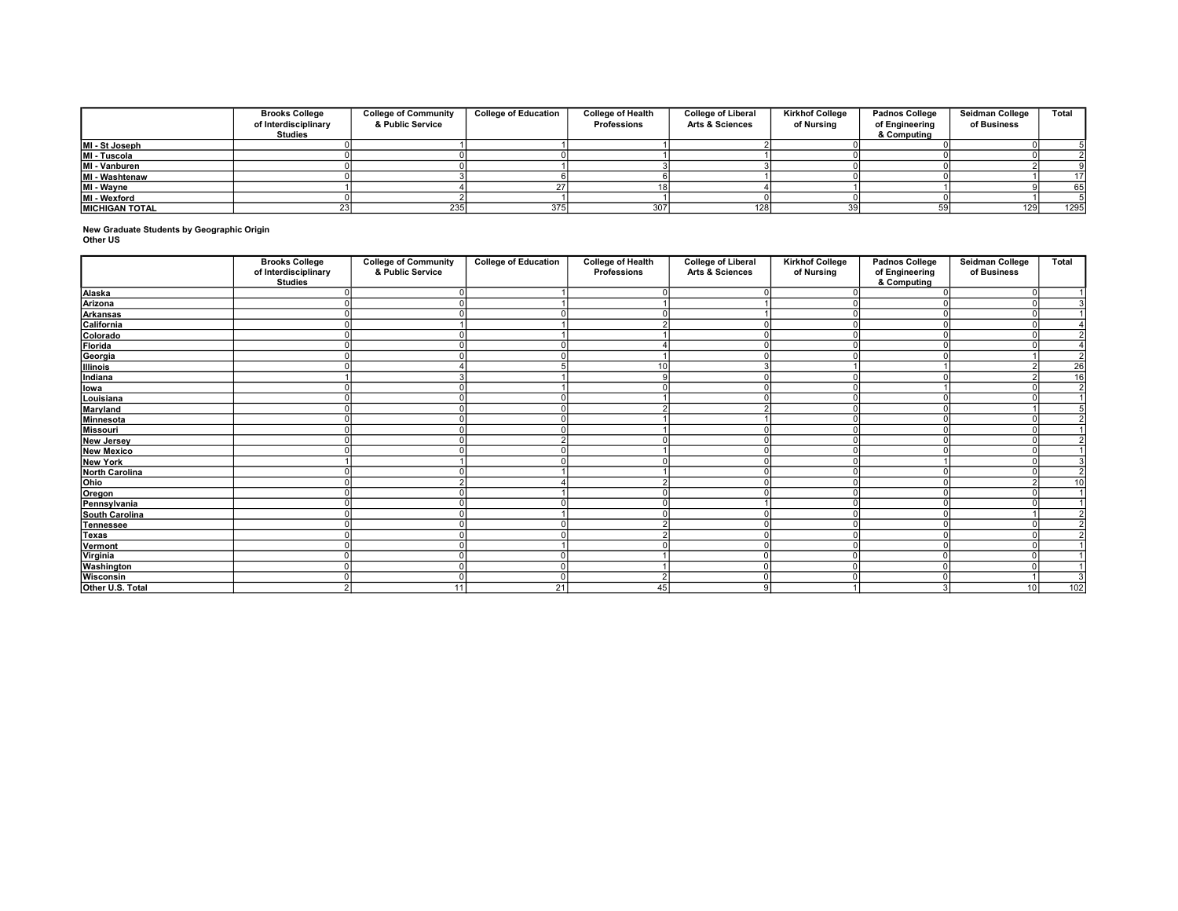| | Brooks College of Interdisciplinary Studies | College of Community & Public Service | College of Education | College of Health Professions | College of Liberal Arts & Sciences | Kirkhof College of Nursing | Padnos College of Engineering & Computing | Seidman College of Business | Total |
|---|---|---|---|---|---|---|---|---|---|
| MI - St Joseph | 0 | 1 | 1 | 1 | 2 | 0 | 0 | 0 | 5 |
| MI - Tuscola | 0 | 0 | 0 | 1 | 1 | 0 | 0 | 0 | 2 |
| MI - Vanburen | 0 | 0 | 1 | 3 | 3 | 0 | 0 | 2 | 9 |
| MI - Washtenaw | 0 | 3 | 6 | 6 | 1 | 0 | 0 | 1 | 17 |
| MI - Wayne | 1 | 4 | 27 | 18 | 4 | 1 | 1 | 9 | 65 |
| MI - Wexford | 0 | 2 | 1 | 1 | 0 | 0 | 0 | 1 | 5 |
| **MICHIGAN TOTAL** | 23 | 235 | 375 | 307 | 128 | 39 | 59 | 129 | 1295 |

**New Graduate Students by Geographic Origin**
**Other US**

| | Brooks College of Interdisciplinary Studies | College of Community & Public Service | College of Education | College of Health Professions | College of Liberal Arts & Sciences | Kirkhof College of Nursing | Padnos College of Engineering & Computing | Seidman College of Business | Total |
|---|---|---|---|---|---|---|---|---|---|
| Alaska | 0 | 0 | 1 | 0 | 0 | 0 | 0 | 0 | 1 |
| Arizona | 0 | 0 | 1 | 1 | 1 | 0 | 0 | 0 | 3 |
| Arkansas | 0 | 0 | 0 | 0 | 1 | 0 | 0 | 0 | 1 |
| California | 0 | 1 | 1 | 2 | 0 | 0 | 0 | 0 | 4 |
| Colorado | 0 | 0 | 1 | 1 | 0 | 0 | 0 | 0 | 2 |
| Florida | 0 | 0 | 0 | 4 | 0 | 0 | 0 | 0 | 4 |
| Georgia | 0 | 0 | 0 | 1 | 0 | 0 | 0 | 1 | 2 |
| Illinois | 0 | 4 | 5 | 10 | 3 | 1 | 1 | 2 | 26 |
| Indiana | 1 | 3 | 1 | 9 | 0 | 0 | 0 | 2 | 16 |
| Iowa | 0 | 0 | 1 | 0 | 0 | 0 | 1 | 0 | 2 |
| Louisiana | 0 | 0 | 0 | 1 | 0 | 0 | 0 | 0 | 1 |
| Maryland | 0 | 0 | 0 | 2 | 2 | 0 | 0 | 1 | 5 |
| Minnesota | 0 | 0 | 0 | 1 | 1 | 0 | 0 | 0 | 2 |
| Missouri | 0 | 0 | 0 | 1 | 0 | 0 | 0 | 0 | 1 |
| New Jersey | 0 | 0 | 2 | 0 | 0 | 0 | 0 | 0 | 2 |
| New Mexico | 0 | 0 | 0 | 1 | 0 | 0 | 0 | 0 | 1 |
| New York | 1 | 1 | 0 | 0 | 0 | 0 | 1 | 0 | 3 |
| North Carolina | 0 | 0 | 1 | 1 | 0 | 0 | 0 | 0 | 2 |
| Ohio | 0 | 2 | 4 | 2 | 0 | 0 | 0 | 2 | 10 |
| Oregon | 0 | 0 | 1 | 0 | 0 | 0 | 0 | 0 | 1 |
| Pennsylvania | 0 | 0 | 0 | 0 | 1 | 0 | 0 | 0 | 1 |
| South Carolina | 0 | 0 | 1 | 0 | 0 | 0 | 0 | 1 | 2 |
| Tennessee | 0 | 0 | 0 | 2 | 0 | 0 | 0 | 0 | 2 |
| Texas | 0 | 0 | 0 | 2 | 0 | 0 | 0 | 0 | 2 |
| Vermont | 0 | 0 | 1 | 0 | 0 | 0 | 0 | 0 | 1 |
| Virginia | 0 | 0 | 0 | 1 | 0 | 0 | 0 | 0 | 1 |
| Washington | 0 | 0 | 0 | 1 | 0 | 0 | 0 | 0 | 1 |
| Wisconsin | 0 | 0 | 0 | 2 | 0 | 0 | 0 | 1 | 3 |
| **Other U.S. Total** | 2 | 11 | 21 | 45 | 9 | 1 | 3 | 10 | 102 |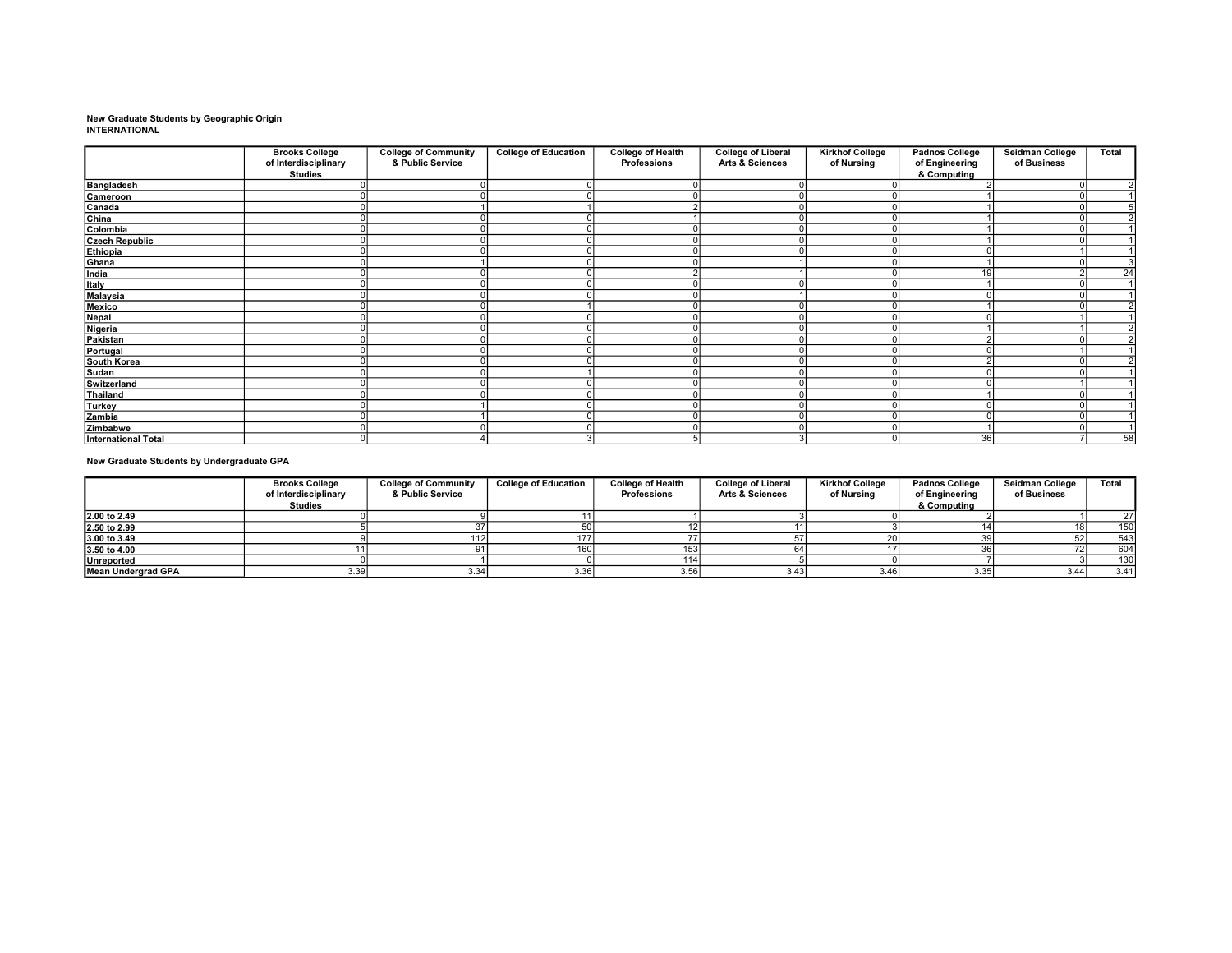**New Graduate Students by Geographic Origin**
**INTERNATIONAL**

| | Brooks College of Interdisciplinary Studies | College of Community & Public Service | College of Education | College of Health Professions | College of Liberal Arts & Sciences | Kirkhof College of Nursing | Padnos College of Engineering & Computing | Seidman College of Business | Total |
|---|---|---|---|---|---|---|---|---|---|
| **Bangladesh** | 0 | 0 | 0 | 0 | 0 | 0 | 2 | 0 | 2 |
| **Cameroon** | 0 | 0 | 0 | 0 | 0 | 0 | 1 | 0 | 1 |
| **Canada** | 0 | 1 | 1 | 2 | 0 | 0 | 1 | 0 | 5 |
| **China** | 0 | 0 | 0 | 1 | 0 | 0 | 1 | 0 | 2 |
| **Colombia** | 0 | 0 | 0 | 0 | 0 | 0 | 1 | 0 | 1 |
| **Czech Republic** | 0 | 0 | 0 | 0 | 0 | 0 | 1 | 0 | 1 |
| **Ethiopia** | 0 | 0 | 0 | 0 | 0 | 0 | 0 | 1 | 1 |
| **Ghana** | 0 | 1 | 0 | 0 | 1 | 0 | 1 | 0 | 3 |
| **India** | 0 | 0 | 0 | 2 | 1 | 0 | 19 | 2 | 24 |
| **Italy** | 0 | 0 | 0 | 0 | 0 | 0 | 1 | 0 | 1 |
| **Malaysia** | 0 | 0 | 0 | 0 | 1 | 0 | 0 | 0 | 1 |
| **Mexico** | 0 | 0 | 1 | 0 | 0 | 0 | 1 | 0 | 2 |
| **Nepal** | 0 | 0 | 0 | 0 | 0 | 0 | 0 | 1 | 1 |
| **Nigeria** | 0 | 0 | 0 | 0 | 0 | 0 | 1 | 1 | 2 |
| **Pakistan** | 0 | 0 | 0 | 0 | 0 | 0 | 2 | 0 | 2 |
| **Portugal** | 0 | 0 | 0 | 0 | 0 | 0 | 0 | 1 | 1 |
| **South Korea** | 0 | 0 | 0 | 0 | 0 | 0 | 2 | 0 | 2 |
| **Sudan** | 0 | 0 | 1 | 0 | 0 | 0 | 0 | 0 | 1 |
| **Switzerland** | 0 | 0 | 0 | 0 | 0 | 0 | 0 | 1 | 1 |
| **Thailand** | 0 | 0 | 0 | 0 | 0 | 0 | 1 | 0 | 1 |
| **Turkey** | 0 | 1 | 0 | 0 | 0 | 0 | 0 | 0 | 1 |
| **Zambia** | 0 | 1 | 0 | 0 | 0 | 0 | 0 | 0 | 1 |
| **Zimbabwe** | 0 | 0 | 0 | 0 | 0 | 0 | 1 | 0 | 1 |
| **International Total** | 0 | 4 | 3 | 5 | 3 | 0 | 36 | 7 | 58 |

**New Graduate Students by Undergraduate GPA**

| | Brooks College of Interdisciplinary Studies | College of Community & Public Service | College of Education | College of Health Professions | College of Liberal Arts & Sciences | Kirkhof College of Nursing | Padnos College of Engineering & Computing | Seidman College of Business | Total |
|---|---|---|---|---|---|---|---|---|---|
| **2.00 to 2.49** | 0 | 9 | 11 | 1 | 3 | 0 | 2 | 1 | 27 |
| **2.50 to 2.99** | 5 | 37 | 50 | 12 | 11 | 3 | 14 | 18 | 150 |
| **3.00 to 3.49** | 9 | 112 | 177 | 77 | 57 | 20 | 39 | 52 | 543 |
| **3.50 to 4.00** | 11 | 91 | 160 | 153 | 64 | 17 | 36 | 72 | 604 |
| **Unreported** | 0 | 1 | 0 | 114 | 5 | 0 | 7 | 3 | 130 |
| **Mean Undergrad GPA** | 3.39 | 3.34 | 3.36 | 3.56 | 3.43 | 3.46 | 3.35 | 3.44 | 3.41 |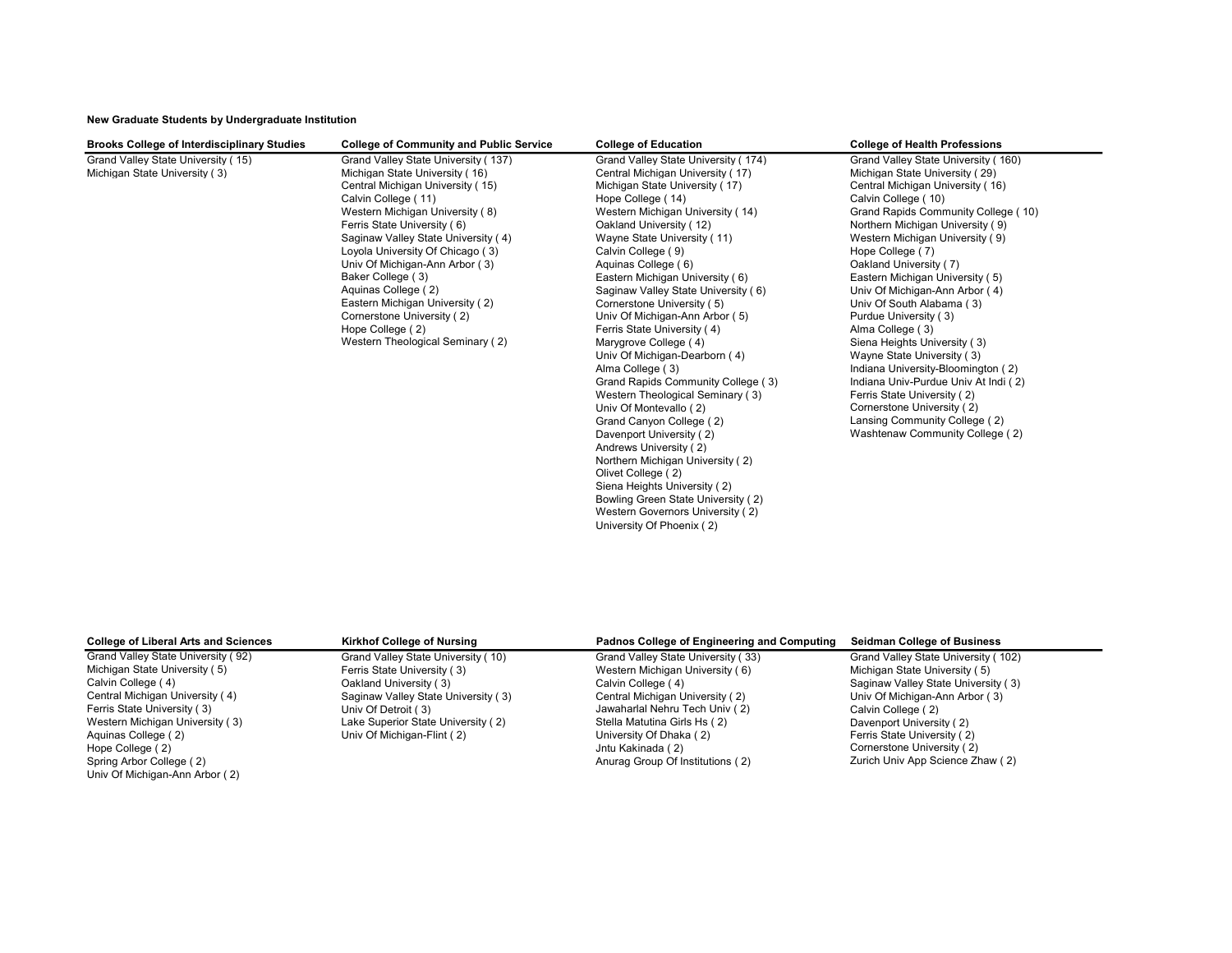**New Graduate Students by Undergraduate Institution**

| Brooks College of Interdisciplinary Studies | College of Community and Public Service | College of Education | College of Health Professions |
|---|---|---|---|
| Grand Valley State University ( 15) | Grand Valley State University ( 137) | Grand Valley State University ( 174) | Grand Valley State University ( 160) |
| Michigan State University ( 3) | Michigan State University ( 16) | Central Michigan University ( 17) | Michigan State University ( 29) |
| | Central Michigan University ( 15) | Michigan State University ( 17) | Central Michigan University ( 16) |
| | Calvin College ( 11) | Hope College ( 14) | Calvin College ( 10) |
| | Western Michigan University ( 8) | Western Michigan University ( 14) | Grand Rapids Community College ( 10) |
| | Ferris State University ( 6) | Oakland University ( 12) | Northern Michigan University ( 9) |
| | Saginaw Valley State University ( 4) | Wayne State University ( 11) | Western Michigan University ( 9) |
| | Loyola University Of Chicago ( 3) | Calvin College ( 9) | Hope College ( 7) |
| | Univ Of Michigan-Ann Arbor ( 3) | Aquinas College ( 6) | Oakland University ( 7) |
| | Baker College ( 3) | Eastern Michigan University ( 6) | Eastern Michigan University ( 5) |
| | Aquinas College ( 2) | Saginaw Valley State University ( 6) | Univ Of Michigan-Ann Arbor ( 4) |
| | Eastern Michigan University ( 2) | Cornerstone University ( 5) | Univ Of South Alabama ( 3) |
| | Cornerstone University ( 2) | Univ Of Michigan-Ann Arbor ( 5) | Purdue University ( 3) |
| | Hope College ( 2) | Ferris State University ( 4) | Alma College ( 3) |
| | Western Theological Seminary ( 2) | Marygrove College ( 4) | Siena Heights University ( 3) |
| | | Univ Of Michigan-Dearborn ( 4) | Wayne State University ( 3) |
| | | Alma College ( 3) | Indiana University-Bloomington ( 2) |
| | | Grand Rapids Community College ( 3) | Indiana Univ-Purdue Univ At Indi ( 2) |
| | | Western Theological Seminary ( 3) | Ferris State University ( 2) |
| | | Univ Of Montevallo ( 2) | Cornerstone University ( 2) |
| | | Grand Canyon College ( 2) | Lansing Community College ( 2) |
| | | Davenport University ( 2) | Washtenaw Community College ( 2) |
| | | Andrews University ( 2) | |
| | | Northern Michigan University ( 2) | |
| | | Olivet College ( 2) | |
| | | Siena Heights University ( 2) | |
| | | Bowling Green State University ( 2) | |
| | | Western Governors University ( 2) | |
| | | University Of Phoenix ( 2) | |

| College of Liberal Arts and Sciences | Kirkhof College of Nursing | Padnos College of Engineering and Computing | Seidman College of Business |
|---|---|---|---|
| Grand Valley State University ( 92) | Grand Valley State University ( 10) | Grand Valley State University ( 33) | Grand Valley State University ( 102) |
| Michigan State University ( 5) | Ferris State University ( 3) | Western Michigan University ( 6) | Michigan State University ( 5) |
| Calvin College ( 4) | Oakland University ( 3) | Calvin College ( 4) | Saginaw Valley State University ( 3) |
| Central Michigan University ( 4) | Saginaw Valley State University ( 3) | Central Michigan University ( 2) | Univ Of Michigan-Ann Arbor ( 3) |
| Ferris State University ( 3) | Univ Of Detroit ( 3) | Jawaharlal Nehru Tech Univ ( 2) | Calvin College ( 2) |
| Western Michigan University ( 3) | Lake Superior State University ( 2) | Stella Matutina Girls Hs ( 2) | Davenport University ( 2) |
| Aquinas College ( 2) | Univ Of Michigan-Flint ( 2) | University Of Dhaka ( 2) | Ferris State University ( 2) |
| Hope College ( 2) | | Jntu Kakinada ( 2) | Cornerstone University ( 2) |
| Spring Arbor College ( 2) | | Anurag Group Of Institutions ( 2) | Zurich Univ App Science Zhaw ( 2) |
| Univ Of Michigan-Ann Arbor ( 2) | | | |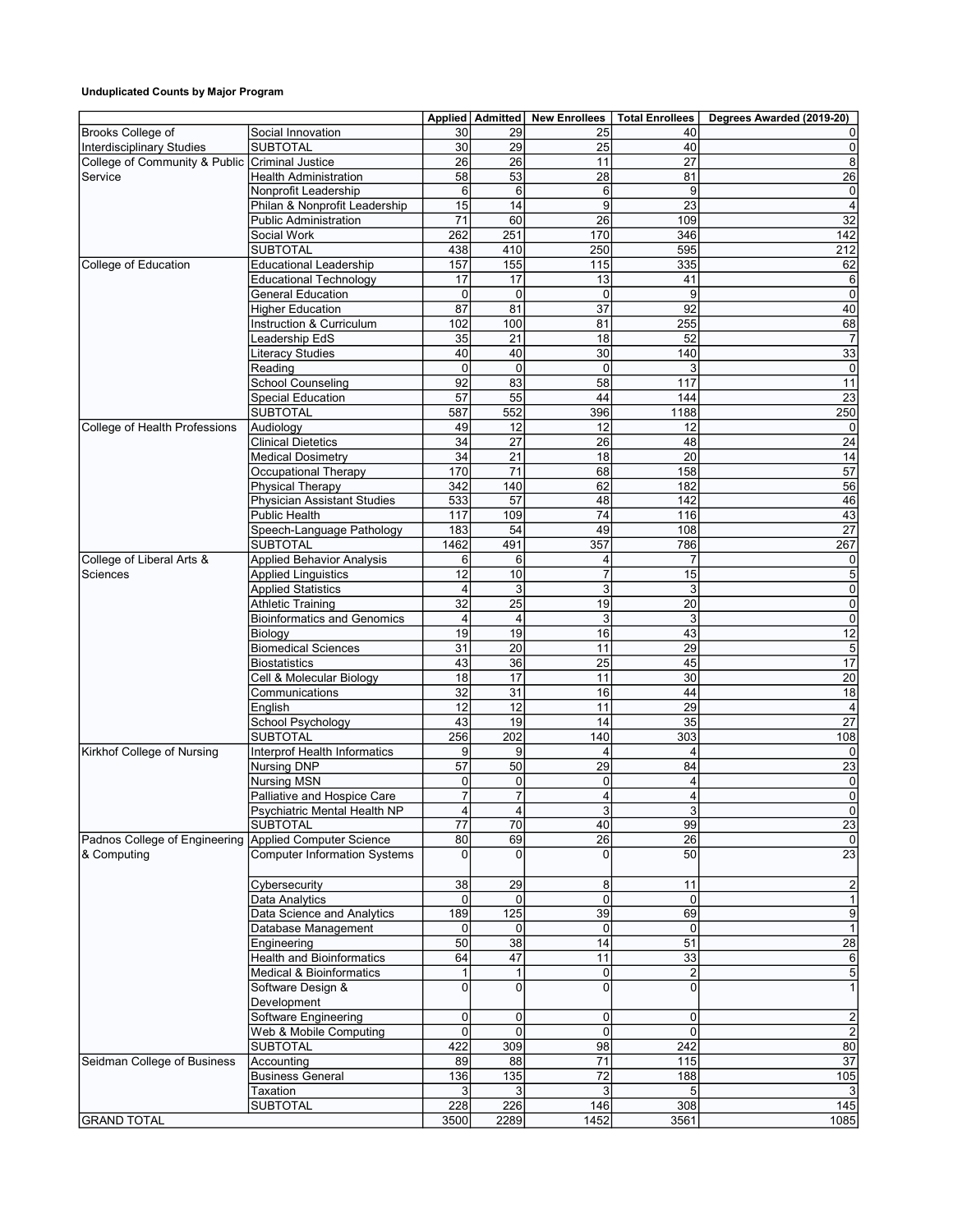**Unduplicated Counts by Major Program**

| | | Applied | Admitted | New Enrollees | Total Enrollees | Degrees Awarded (2019-20) |
|---|---|---|---|---|---|---|
| Brooks College of Interdisciplinary Studies | Social Innovation | 30 | 29 | 25 | 40 | 0 |
| | SUBTOTAL | 30 | 29 | 25 | 40 | 0 |
| College of Community & Public Service | Criminal Justice | 26 | 26 | 11 | 27 | 8 |
| | Health Administration | 58 | 53 | 28 | 81 | 26 |
| | Nonprofit Leadership | 6 | 6 | 6 | 9 | 0 |
| | Philan & Nonprofit Leadership | 15 | 14 | 9 | 23 | 4 |
| | Public Administration | 71 | 60 | 26 | 109 | 32 |
| | Social Work | 262 | 251 | 170 | 346 | 142 |
| | SUBTOTAL | 438 | 410 | 250 | 595 | 212 |
| College of Education | Educational Leadership | 157 | 155 | 115 | 335 | 62 |
| | Educational Technology | 17 | 17 | 13 | 41 | 6 |
| | General Education | 0 | 0 | 0 | 9 | 0 |
| | Higher Education | 87 | 81 | 37 | 92 | 40 |
| | Instruction & Curriculum | 102 | 100 | 81 | 255 | 68 |
| | Leadership EdS | 35 | 21 | 18 | 52 | 7 |
| | Literacy Studies | 40 | 40 | 30 | 140 | 33 |
| | Reading | 0 | 0 | 0 | 3 | 0 |
| | School Counseling | 92 | 83 | 58 | 117 | 11 |
| | Special Education | 57 | 55 | 44 | 144 | 23 |
| | SUBTOTAL | 587 | 552 | 396 | 1188 | 250 |
| College of Health Professions | Audiology | 49 | 12 | 12 | 12 | 0 |
| | Clinical Dietetics | 34 | 27 | 26 | 48 | 24 |
| | Medical Dosimetry | 34 | 21 | 18 | 20 | 14 |
| | Occupational Therapy | 170 | 71 | 68 | 158 | 57 |
| | Physical Therapy | 342 | 140 | 62 | 182 | 56 |
| | Physician Assistant Studies | 533 | 57 | 48 | 142 | 46 |
| | Public Health | 117 | 109 | 74 | 116 | 43 |
| | Speech-Language Pathology | 183 | 54 | 49 | 108 | 27 |
| | SUBTOTAL | 1462 | 491 | 357 | 786 | 267 |
| College of Liberal Arts & Sciences | Applied Behavior Analysis | 6 | 6 | 4 | 7 | 0 |
| | Applied Linguistics | 12 | 10 | 7 | 15 | 5 |
| | Applied Statistics | 4 | 3 | 3 | 3 | 0 |
| | Athletic Training | 32 | 25 | 19 | 20 | 0 |
| | Bioinformatics and Genomics | 4 | 4 | 3 | 3 | 0 |
| | Biology | 19 | 19 | 16 | 43 | 12 |
| | Biomedical Sciences | 31 | 20 | 11 | 29 | 5 |
| | Biostatistics | 43 | 36 | 25 | 45 | 17 |
| | Cell & Molecular Biology | 18 | 17 | 11 | 30 | 20 |
| | Communications | 32 | 31 | 16 | 44 | 18 |
| | English | 12 | 12 | 11 | 29 | 4 |
| | School Psychology | 43 | 19 | 14 | 35 | 27 |
| | SUBTOTAL | 256 | 202 | 140 | 303 | 108 |
| Kirkhof College of Nursing | Interprof Health Informatics | 9 | 9 | 4 | 4 | 0 |
| | Nursing DNP | 57 | 50 | 29 | 84 | 23 |
| | Nursing MSN | 0 | 0 | 0 | 4 | 0 |
| | Palliative and Hospice Care | 7 | 7 | 4 | 4 | 0 |
| | Psychiatric Mental Health NP | 4 | 4 | 3 | 3 | 0 |
| | SUBTOTAL | 77 | 70 | 40 | 99 | 23 |
| Padnos College of Engineering & Computing | Applied Computer Science | 80 | 69 | 26 | 26 | 0 |
| | Computer Information Systems | 0 | 0 | 0 | 50 | 23 |
| | Cybersecurity | 38 | 29 | 8 | 11 | 2 |
| | Data Analytics | 0 | 0 | 0 | 0 | 1 |
| | Data Science and Analytics | 189 | 125 | 39 | 69 | 9 |
| | Database Management | 0 | 0 | 0 | 0 | 1 |
| | Engineering | 50 | 38 | 14 | 51 | 28 |
| | Health and Bioinformatics | 64 | 47 | 11 | 33 | 6 |
| | Medical & Bioinformatics | 1 | 1 | 0 | 2 | 5 |
| | Software Design & Development | 0 | 0 | 0 | 0 | 1 |
| | Software Engineering | 0 | 0 | 0 | 0 | 2 |
| | Web & Mobile Computing | 0 | 0 | 0 | 0 | 2 |
| | SUBTOTAL | 422 | 309 | 98 | 242 | 80 |
| Seidman College of Business | Accounting | 89 | 88 | 71 | 115 | 37 |
| | Business General | 136 | 135 | 72 | 188 | 105 |
| | Taxation | 3 | 3 | 3 | 5 | 3 |
| | SUBTOTAL | 228 | 226 | 146 | 308 | 145 |
| GRAND TOTAL | | 3500 | 2289 | 1452 | 3561 | 1085 |